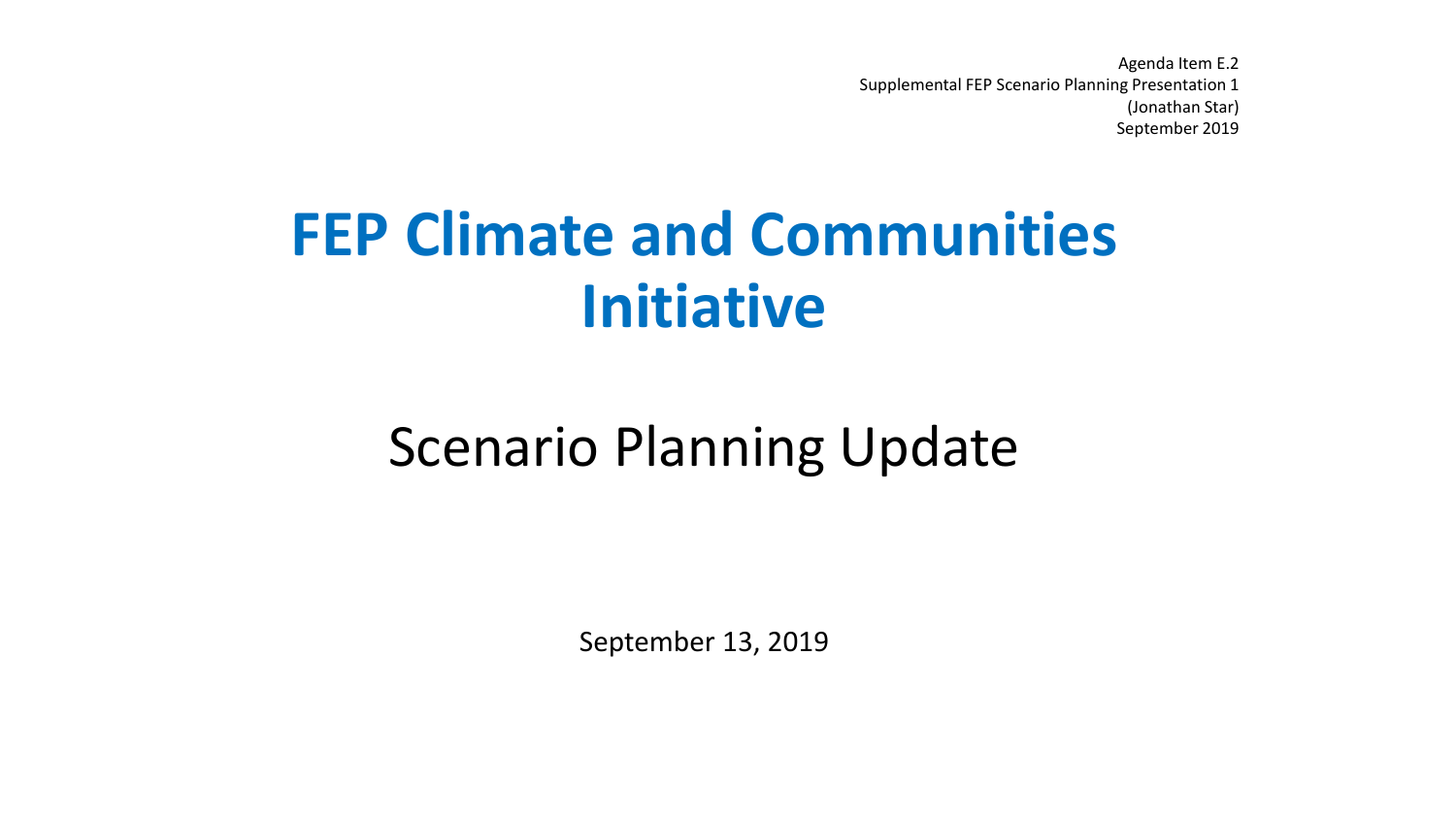Agenda Item E.2
Supplemental FEP Scenario Planning Presentation 1
(Jonathan Star)
September 2019

# FEP Climate and Communities Initiative

## Scenario Planning Update

September 13, 2019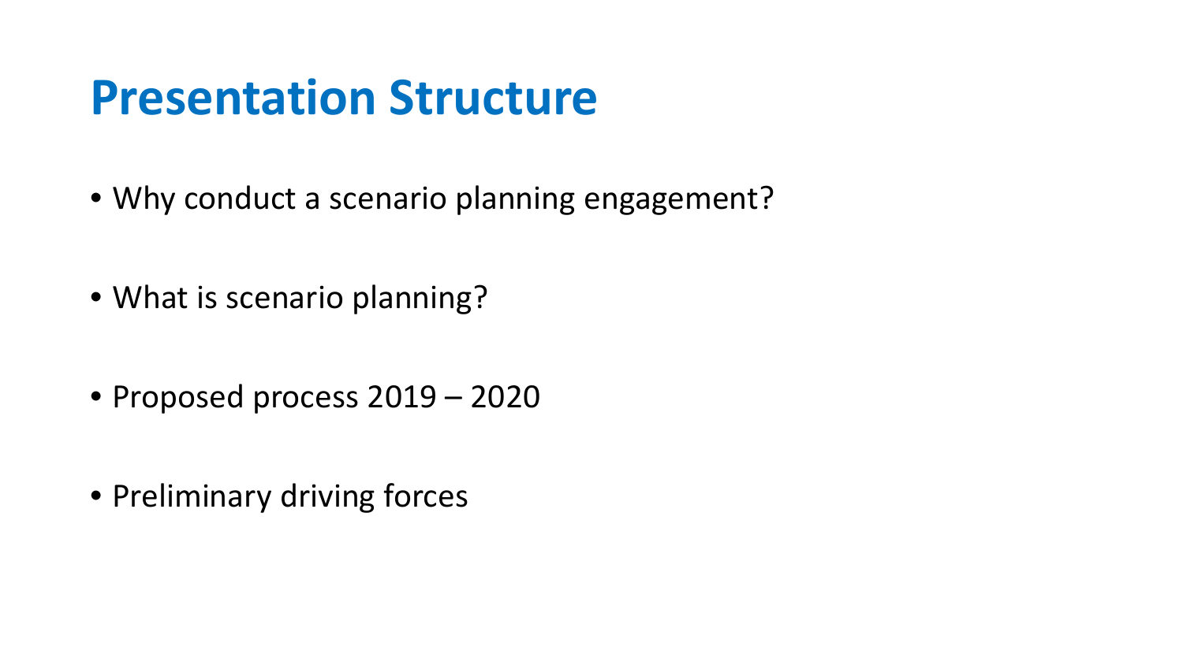# Presentation Structure

- Why conduct a scenario planning engagement?
- What is scenario planning?
- Proposed process 2019 – 2020
- Preliminary driving forces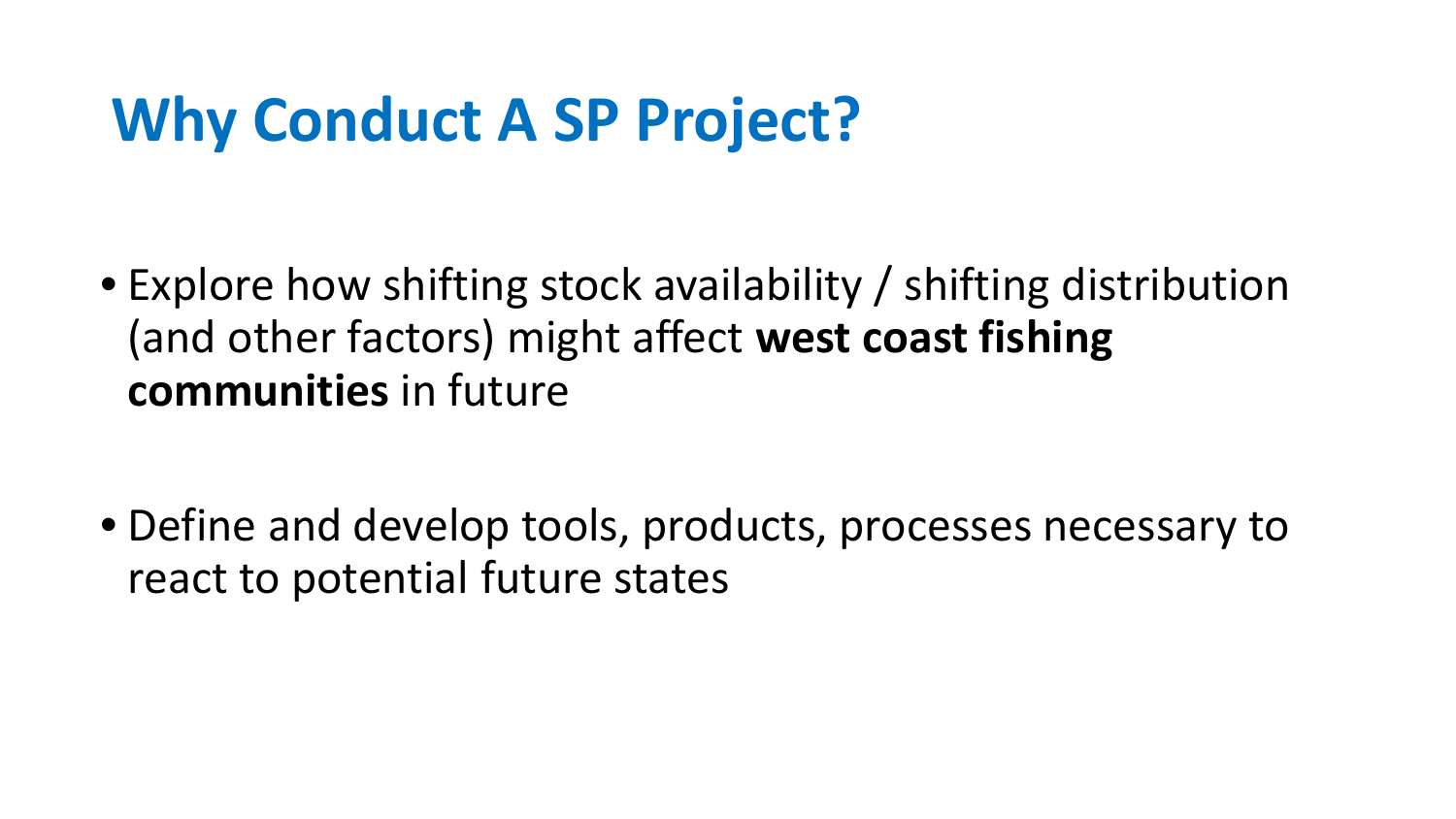# Why Conduct A SP Project?

- Explore how shifting stock availability / shifting distribution (and other factors) might affect **west coast fishing communities** in future

- Define and develop tools, products, processes necessary to react to potential future states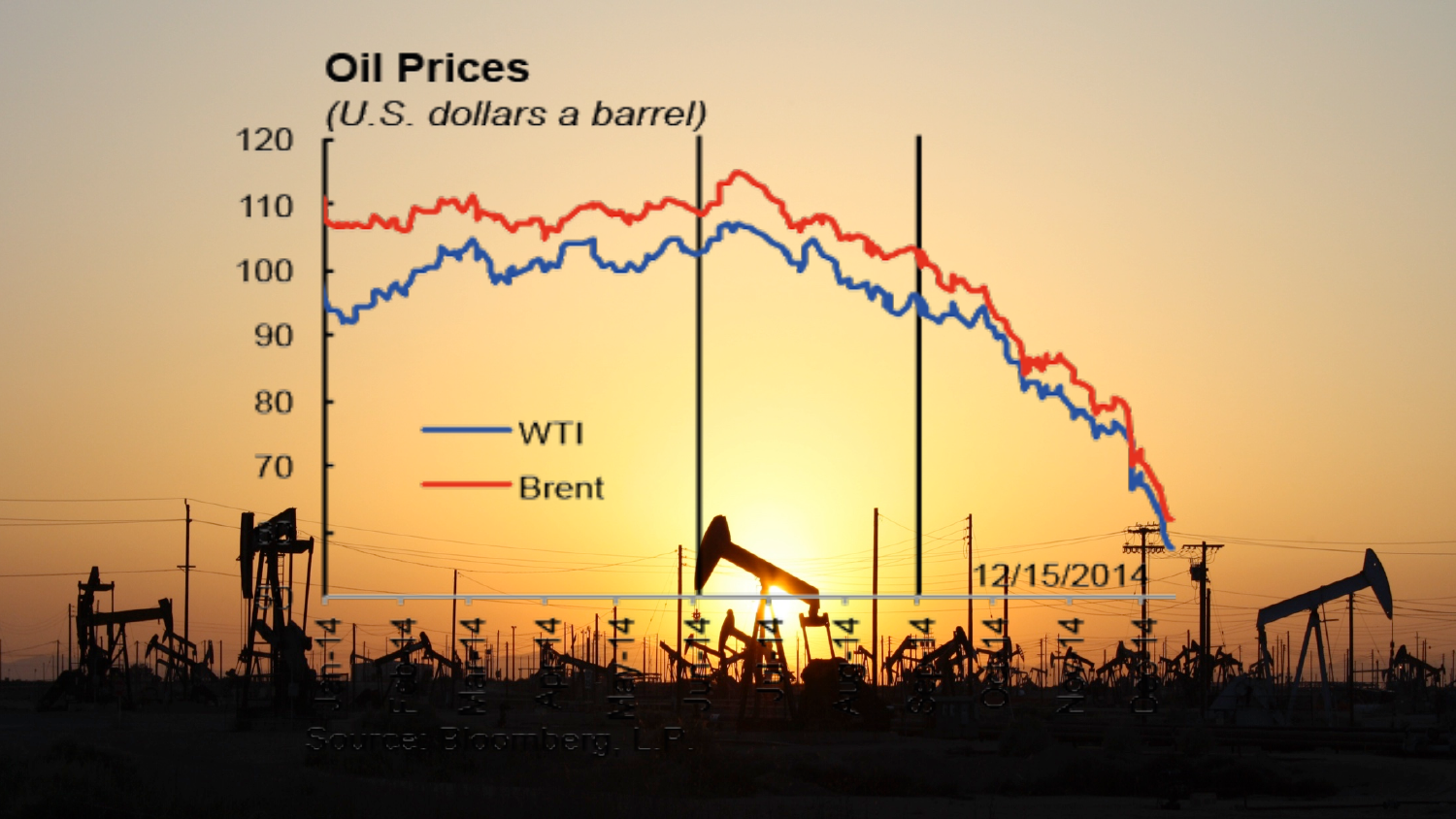**Oil Prices**

*(U.S. dollars a barrel)*

120
110
100
90
80
70
50

WTI
Brent

12/15/2014

Jan-14 Feb-14 Mar-14 Apr-14 May-14 Jun-14 Jul-14 Aug-14 Sep-14 Oct-14 Nov-14 Dec-14

Source: Bloomberg, L.P.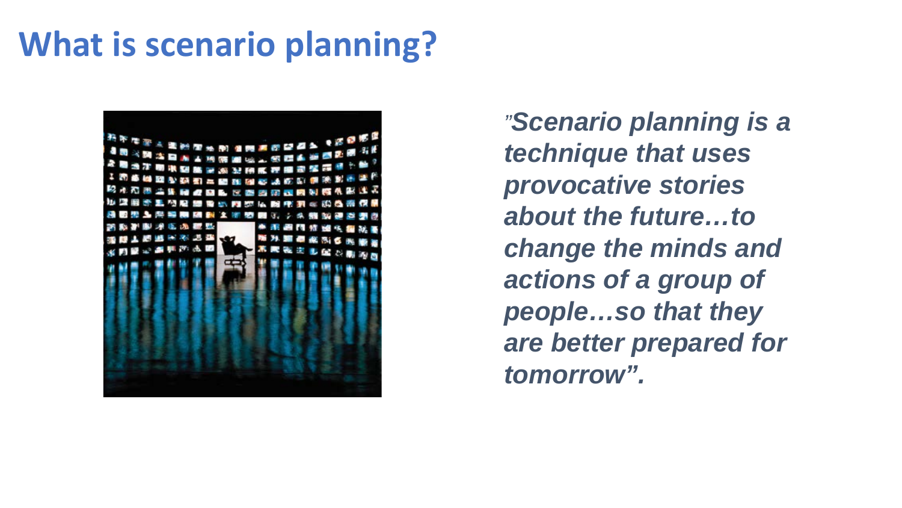# What is scenario planning?

***"Scenario planning is a technique that uses provocative stories about the future…to change the minds and actions of a group of people…so that they are better prepared for tomorrow".***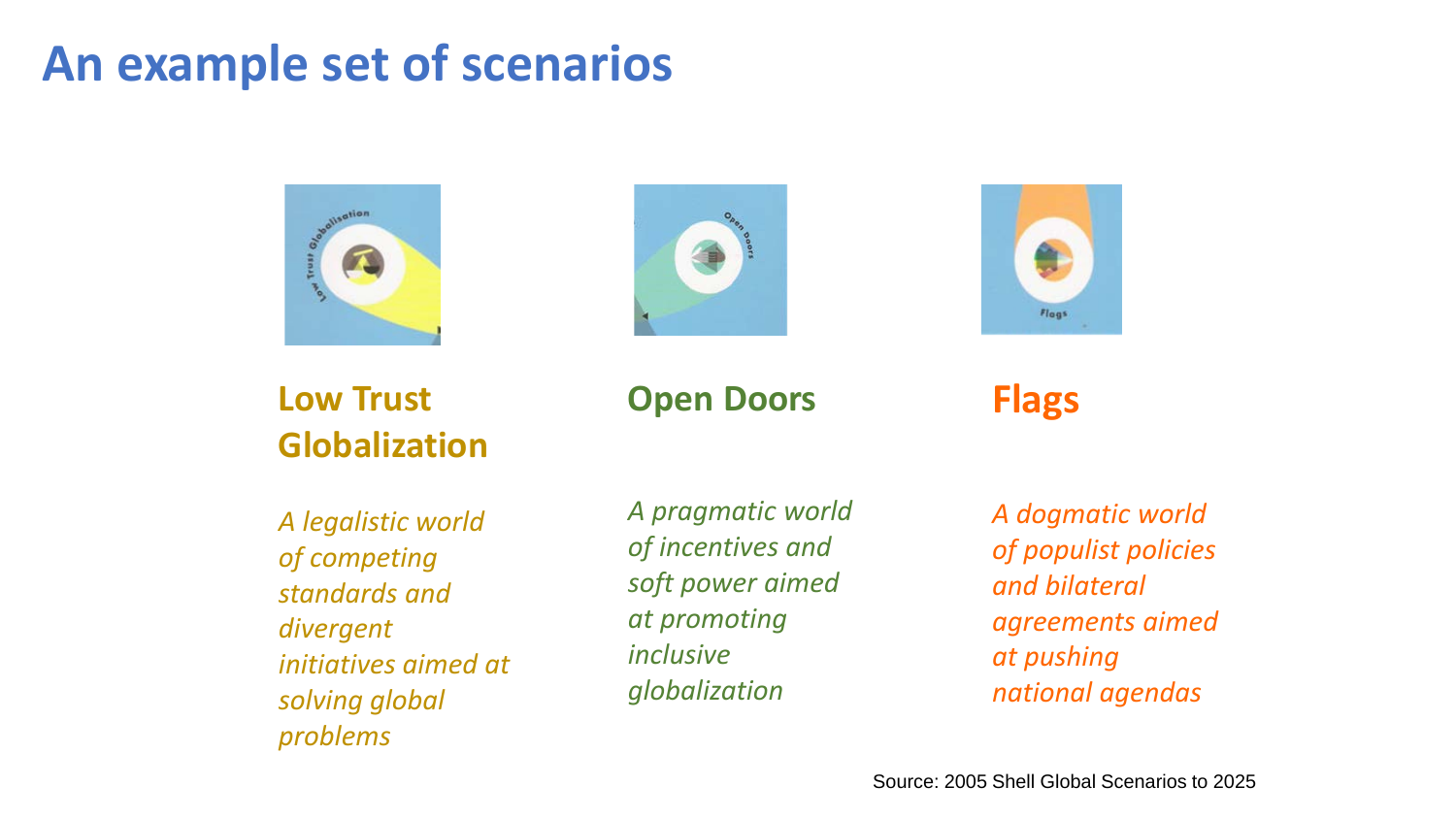# An example set of scenarios

### Low Trust Globalization

*A legalistic world of competing standards and divergent initiatives aimed at solving global problems*

### Open Doors

*A pragmatic world of incentives and soft power aimed at promoting inclusive globalization*

### Flags

*A dogmatic world of populist policies and bilateral agreements aimed at pushing national agendas*

Source: 2005 Shell Global Scenarios to 2025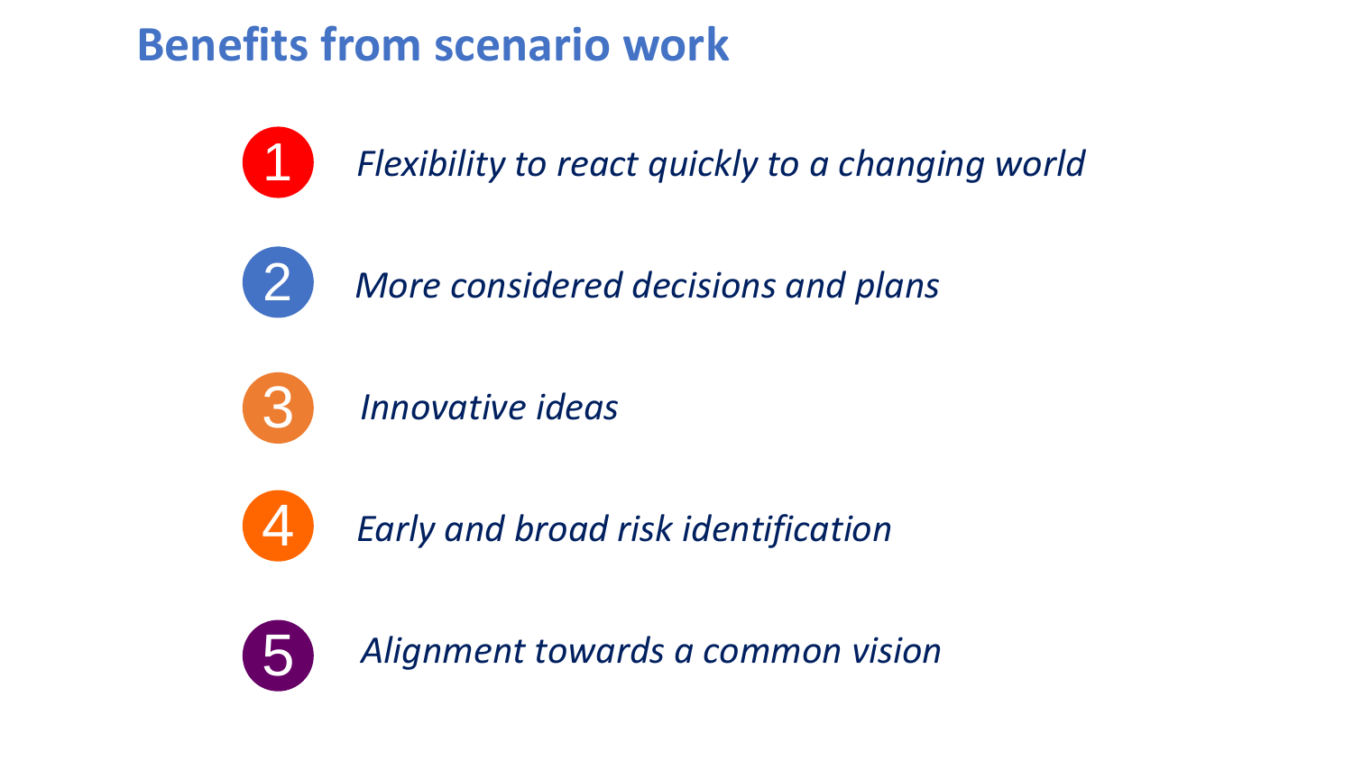# Benefits from scenario work

1. *Flexibility to react quickly to a changing world*
2. *More considered decisions and plans*
3. *Innovative ideas*
4. *Early and broad risk identification*
5. *Alignment towards a common vision*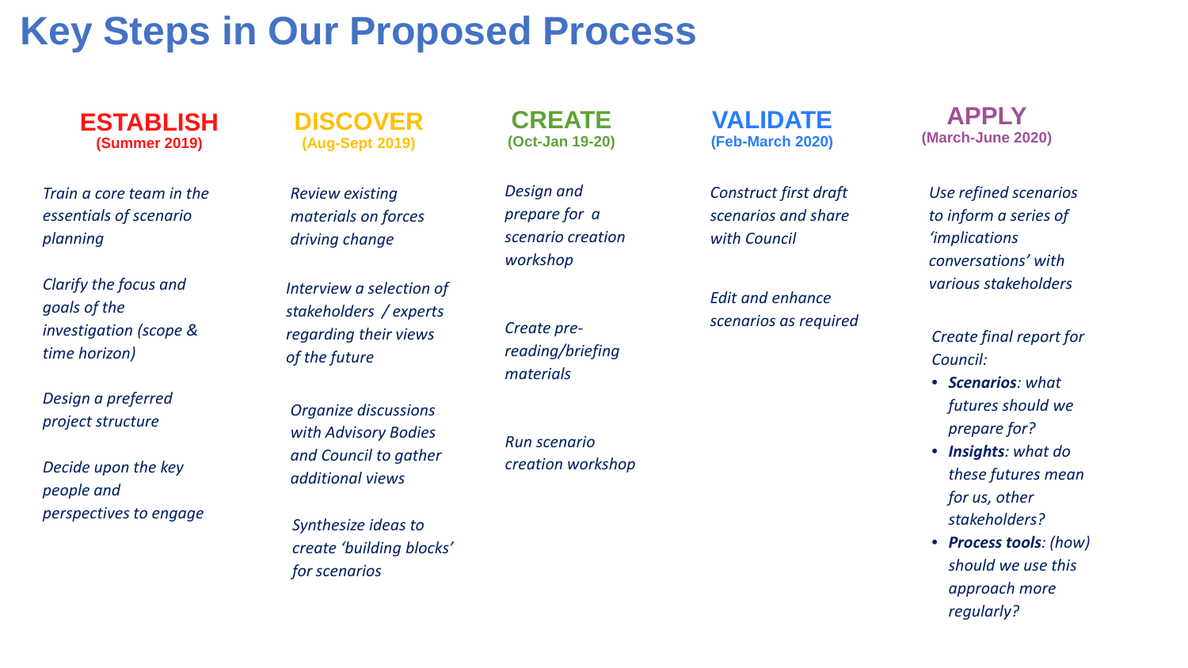# Key Steps in Our Proposed Process

## ESTABLISH
**(Summer 2019)**

*Train a core team in the essentials of scenario planning*

*Clarify the focus and goals of the investigation (scope & time horizon)*

*Design a preferred project structure*

*Decide upon the key people and perspectives to engage*

## DISCOVER
**(Aug-Sept 2019)**

*Review existing materials on forces driving change*

*Interview a selection of stakeholders / experts regarding their views of the future*

*Organize discussions with Advisory Bodies and Council to gather additional views*

*Synthesize ideas to create 'building blocks' for scenarios*

## CREATE
**(Oct-Jan 19-20)**

*Design and prepare for a scenario creation workshop*

*Create pre-reading/briefing materials*

*Run scenario creation workshop*

## VALIDATE
**(Feb-March 2020)**

*Construct first draft scenarios and share with Council*

*Edit and enhance scenarios as required*

## APPLY
**(March-June 2020)**

*Use refined scenarios to inform a series of 'implications conversations' with various stakeholders*

*Create final report for Council:*

- ***Scenarios****: what futures should we prepare for?*
- ***Insights****: what do these futures mean for us, other stakeholders?*
- ***Process tools****: (how) should we use this approach more regularly?*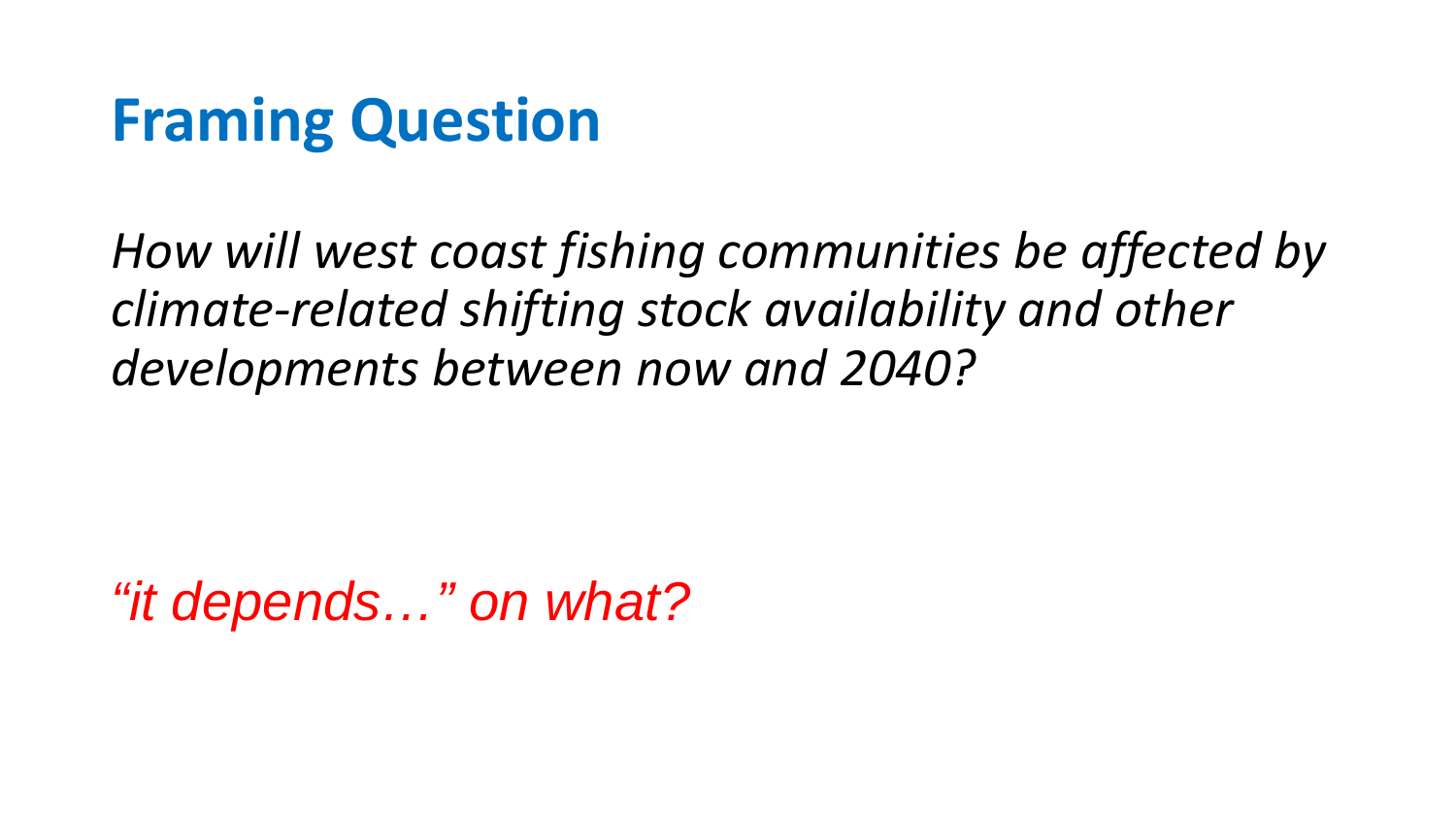# Framing Question

*How will west coast fishing communities be affected by climate-related shifting stock availability and other developments between now and 2040?*

*"it depends…" on what?*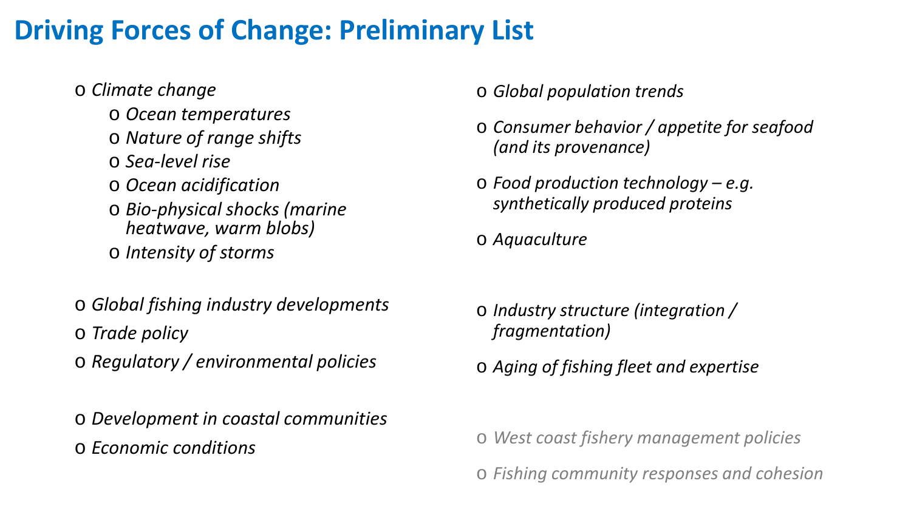# Driving Forces of Change: Preliminary List

- *Climate change*
  - *Ocean temperatures*
  - *Nature of range shifts*
  - *Sea-level rise*
  - *Ocean acidification*
  - *Bio-physical shocks (marine heatwave, warm blobs)*
  - *Intensity of storms*

- *Global fishing industry developments*
- *Trade policy*
- *Regulatory / environmental policies*

- *Development in coastal communities*
- *Economic conditions*

- *Global population trends*
- *Consumer behavior / appetite for seafood (and its provenance)*
- *Food production technology – e.g. synthetically produced proteins*
- *Aquaculture*

- *Industry structure (integration / fragmentation)*
- *Aging of fishing fleet and expertise*

- *West coast fishery management policies*
- *Fishing community responses and cohesion*